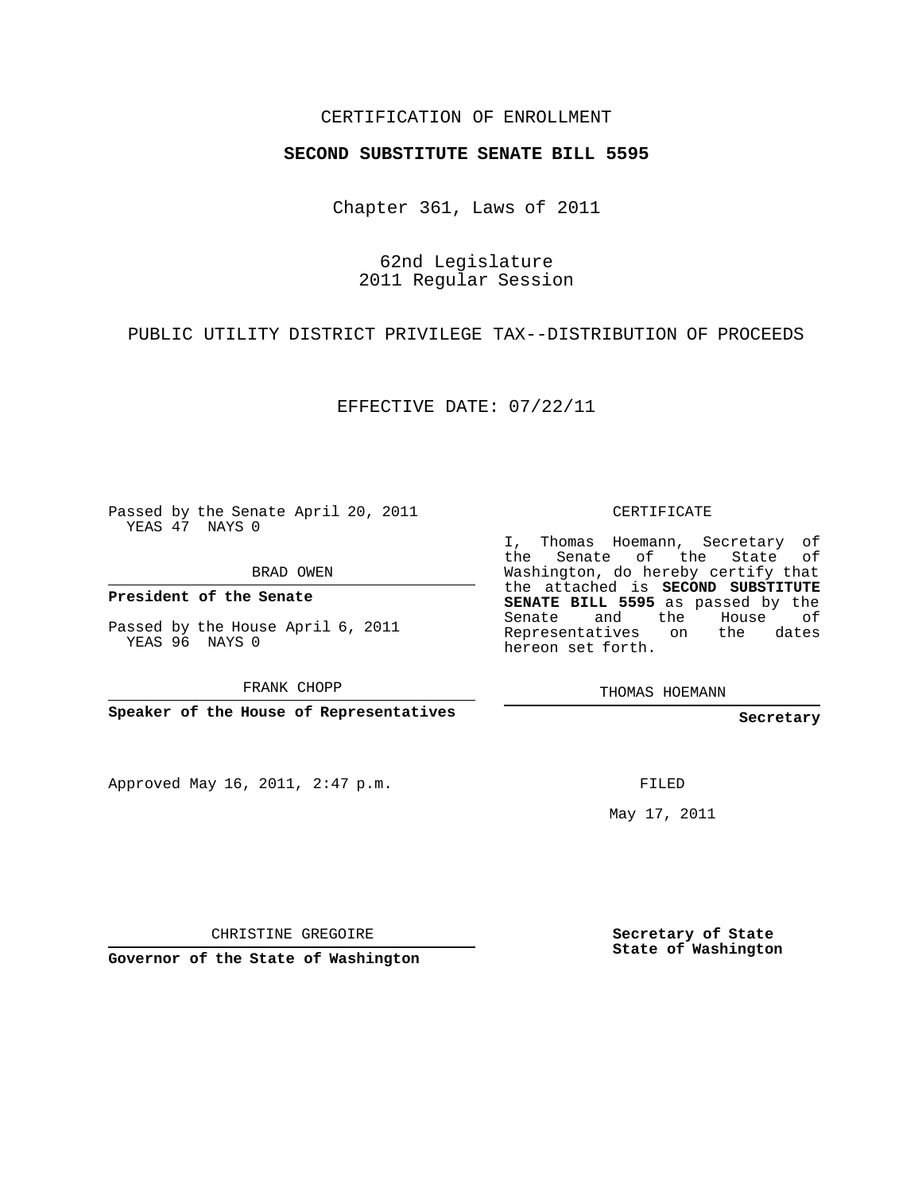CERTIFICATION OF ENROLLMENT

**SECOND SUBSTITUTE SENATE BILL 5595**

Chapter 361, Laws of 2011

62nd Legislature
2011 Regular Session

PUBLIC UTILITY DISTRICT PRIVILEGE TAX--DISTRIBUTION OF PROCEEDS

EFFECTIVE DATE: 07/22/11

Passed by the Senate April 20, 2011
YEAS 47 NAYS 0

BRAD OWEN

**President of the Senate**

Passed by the House April 6, 2011
YEAS 96 NAYS 0

FRANK CHOPP

**Speaker of the House of Representatives**

Approved May 16, 2011, 2:47 p.m.

CHRISTINE GREGOIRE

**Governor of the State of Washington**

CERTIFICATE

I, Thomas Hoemann, Secretary of the Senate of the State of Washington, do hereby certify that the attached is **SECOND SUBSTITUTE SENATE BILL 5595** as passed by the Senate and the House of Representatives on the dates hereon set forth.

THOMAS HOEMANN

**Secretary**

FILED

May 17, 2011

**Secretary of State**
**State of Washington**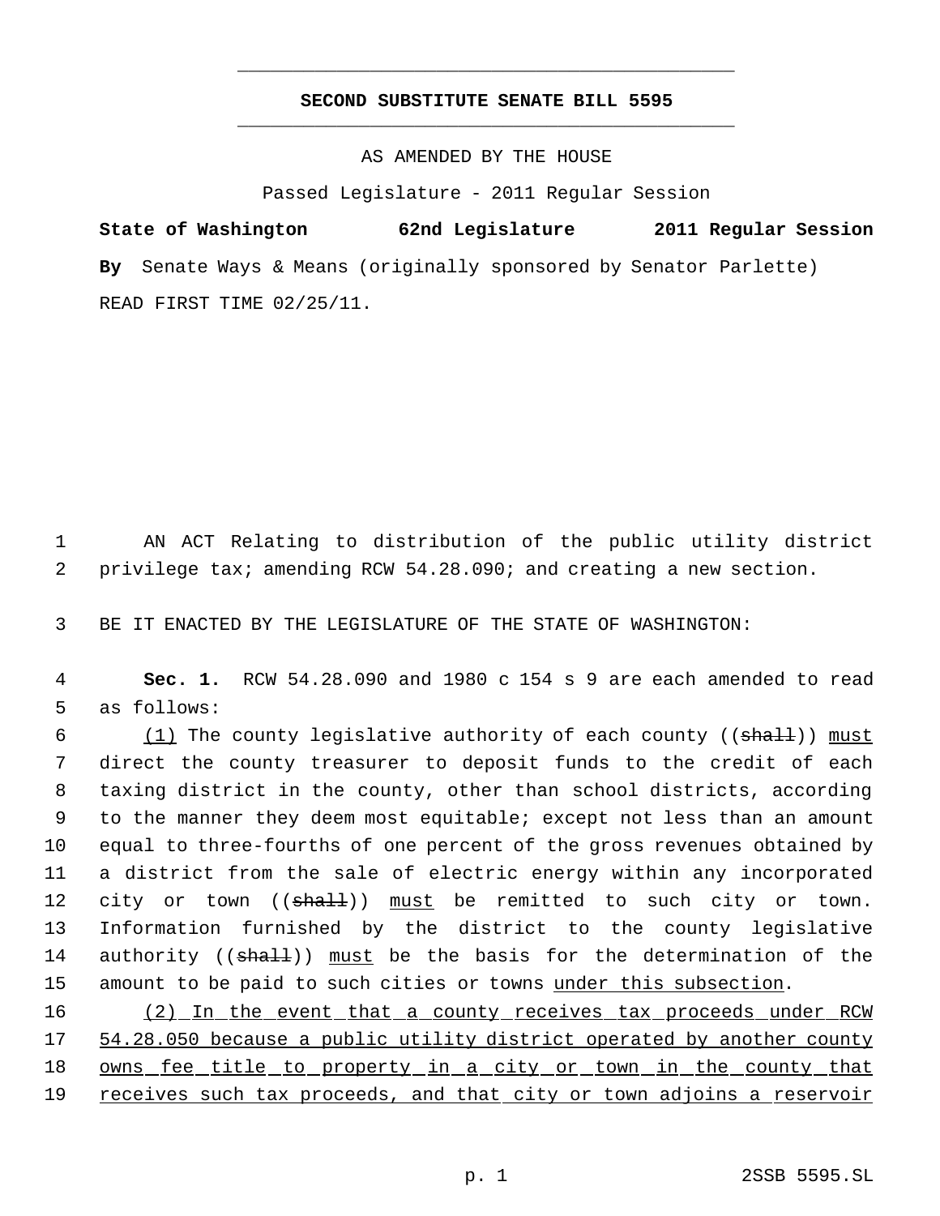# SECOND SUBSTITUTE SENATE BILL 5595

AS AMENDED BY THE HOUSE

Passed Legislature - 2011 Regular Session

**State of Washington 62nd Legislature 2011 Regular Session**

**By** Senate Ways & Means (originally sponsored by Senator Parlette)

READ FIRST TIME 02/25/11.

AN ACT Relating to distribution of the public utility district privilege tax; amending RCW 54.28.090; and creating a new section.

BE IT ENACTED BY THE LEGISLATURE OF THE STATE OF WASHINGTON:

**Sec. 1.** RCW 54.28.090 and 1980 c 154 s 9 are each amended to read as follows:

<u>(1)</u> The county legislative authority of each county ((~~shall~~)) <u>must</u> direct the county treasurer to deposit funds to the credit of each taxing district in the county, other than school districts, according to the manner they deem most equitable; except not less than an amount equal to three-fourths of one percent of the gross revenues obtained by a district from the sale of electric energy within any incorporated city or town ((~~shall~~)) <u>must</u> be remitted to such city or town. Information furnished by the district to the county legislative authority ((~~shall~~)) <u>must</u> be the basis for the determination of the amount to be paid to such cities or towns <u>under this subsection</u>.

<u>(2) In the event that a county receives tax proceeds under RCW 54.28.050 because a public utility district operated by another county owns fee title to property in a city or town in the county that receives such tax proceeds, and that city or town adjoins a reservoir</u>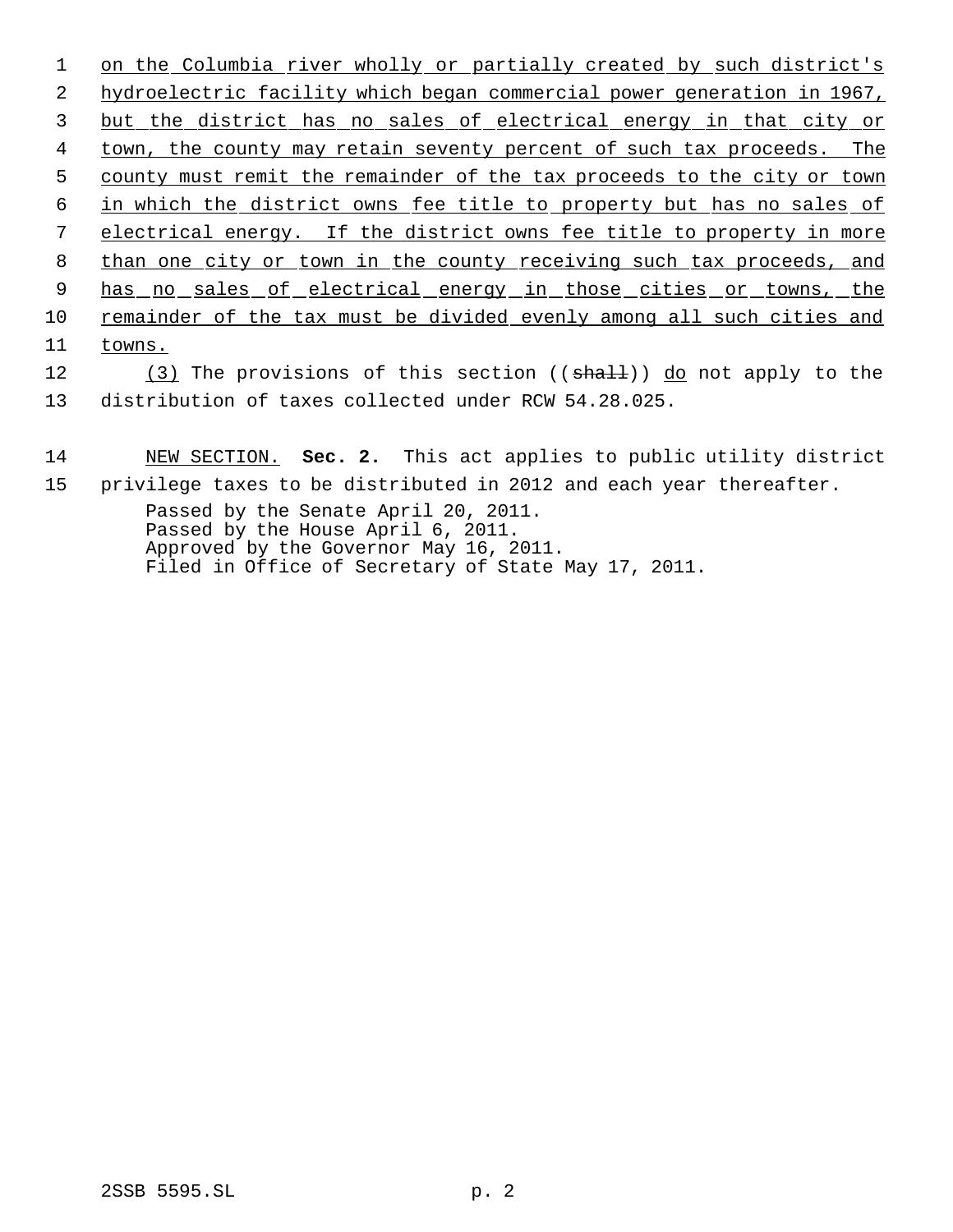on the Columbia river wholly or partially created by such district's hydroelectric facility which began commercial power generation in 1967, but the district has no sales of electrical energy in that city or town, the county may retain seventy percent of such tax proceeds. The county must remit the remainder of the tax proceeds to the city or town in which the district owns fee title to property but has no sales of electrical energy. If the district owns fee title to property in more than one city or town in the county receiving such tax proceeds, and has no sales of electrical energy in those cities or towns, the remainder of the tax must be divided evenly among all such cities and towns.

(3) The provisions of this section ((~~shall~~)) do not apply to the distribution of taxes collected under RCW 54.28.025.

NEW SECTION. **Sec. 2.** This act applies to public utility district privilege taxes to be distributed in 2012 and each year thereafter.

Passed by the Senate April 20, 2011.
Passed by the House April 6, 2011.
Approved by the Governor May 16, 2011.
Filed in Office of Secretary of State May 17, 2011.